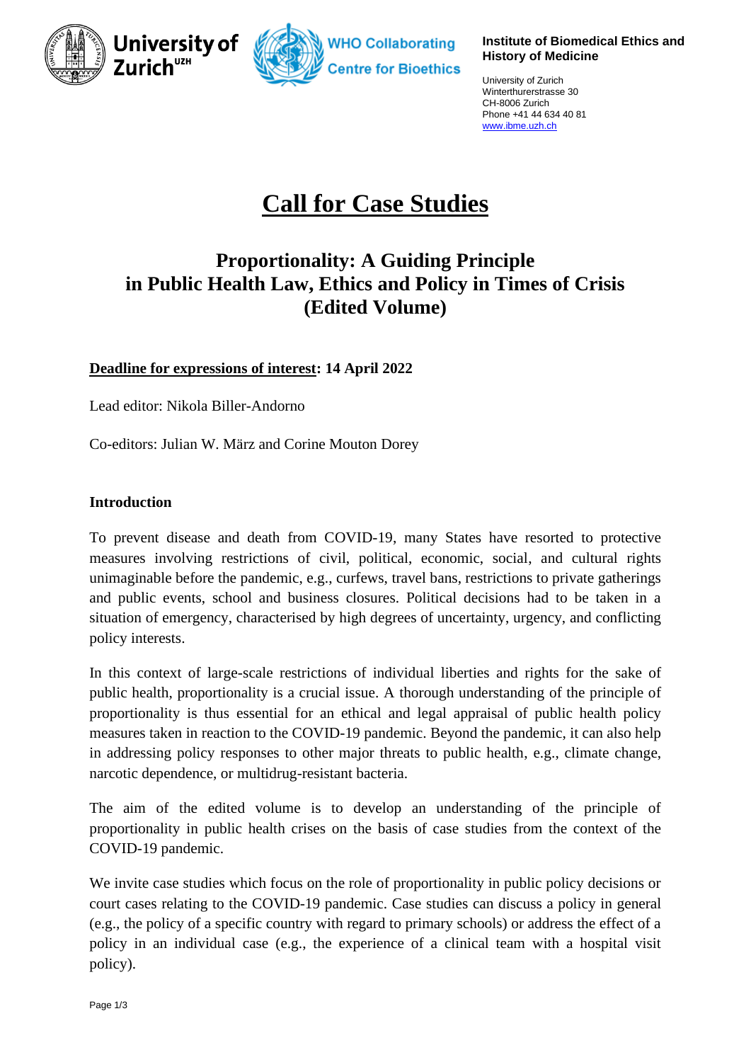University of Zurich[UZH]

WHO Collaborating Centre for Bioethics

**Institute of Biomedical Ethics and History of Medicine**

University of Zurich
Winterthurerstrasse 30
CH-8006 Zurich
Phone +41 44 634 40 81
www.ibme.uzh.ch

# Call for Case Studies

## Proportionality: A Guiding Principle in Public Health Law, Ethics and Policy in Times of Crisis (Edited Volume)

**Deadline for expressions of interest: 14 April 2022**

Lead editor: Nikola Biller-Andorno

Co-editors: Julian W. März and Corine Mouton Dorey

### Introduction

To prevent disease and death from COVID-19, many States have resorted to protective measures involving restrictions of civil, political, economic, social, and cultural rights unimaginable before the pandemic, e.g., curfews, travel bans, restrictions to private gatherings and public events, school and business closures. Political decisions had to be taken in a situation of emergency, characterised by high degrees of uncertainty, urgency, and conflicting policy interests.

In this context of large-scale restrictions of individual liberties and rights for the sake of public health, proportionality is a crucial issue. A thorough understanding of the principle of proportionality is thus essential for an ethical and legal appraisal of public health policy measures taken in reaction to the COVID-19 pandemic. Beyond the pandemic, it can also help in addressing policy responses to other major threats to public health, e.g., climate change, narcotic dependence, or multidrug-resistant bacteria.

The aim of the edited volume is to develop an understanding of the principle of proportionality in public health crises on the basis of case studies from the context of the COVID-19 pandemic.

We invite case studies which focus on the role of proportionality in public policy decisions or court cases relating to the COVID-19 pandemic. Case studies can discuss a policy in general (e.g., the policy of a specific country with regard to primary schools) or address the effect of a policy in an individual case (e.g., the experience of a clinical team with a hospital visit policy).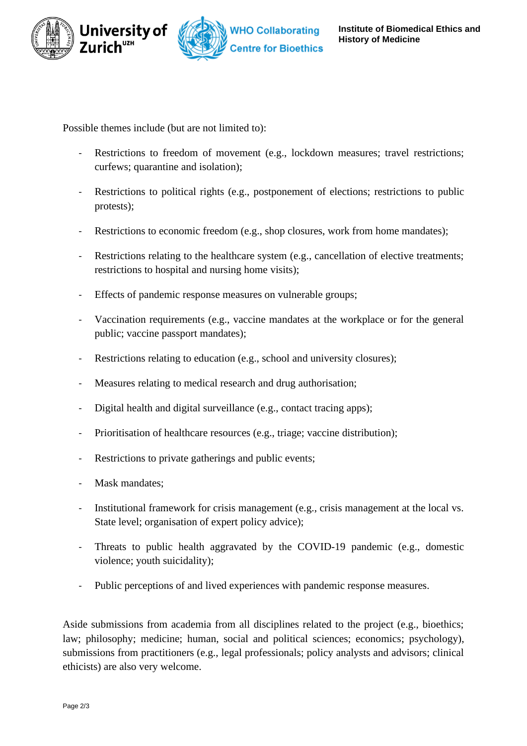Possible themes include (but are not limited to):

- Restrictions to freedom of movement (e.g., lockdown measures; travel restrictions; curfews; quarantine and isolation);
- Restrictions to political rights (e.g., postponement of elections; restrictions to public protests);
- Restrictions to economic freedom (e.g., shop closures, work from home mandates);
- Restrictions relating to the healthcare system (e.g., cancellation of elective treatments; restrictions to hospital and nursing home visits);
- Effects of pandemic response measures on vulnerable groups;
- Vaccination requirements (e.g., vaccine mandates at the workplace or for the general public; vaccine passport mandates);
- Restrictions relating to education (e.g., school and university closures);
- Measures relating to medical research and drug authorisation;
- Digital health and digital surveillance (e.g., contact tracing apps);
- Prioritisation of healthcare resources (e.g., triage; vaccine distribution);
- Restrictions to private gatherings and public events;
- Mask mandates;
- Institutional framework for crisis management (e.g., crisis management at the local vs. State level; organisation of expert policy advice);
- Threats to public health aggravated by the COVID-19 pandemic (e.g., domestic violence; youth suicidality);
- Public perceptions of and lived experiences with pandemic response measures.

Aside submissions from academia from all disciplines related to the project (e.g., bioethics; law; philosophy; medicine; human, social and political sciences; economics; psychology), submissions from practitioners (e.g., legal professionals; policy analysts and advisors; clinical ethicists) are also very welcome.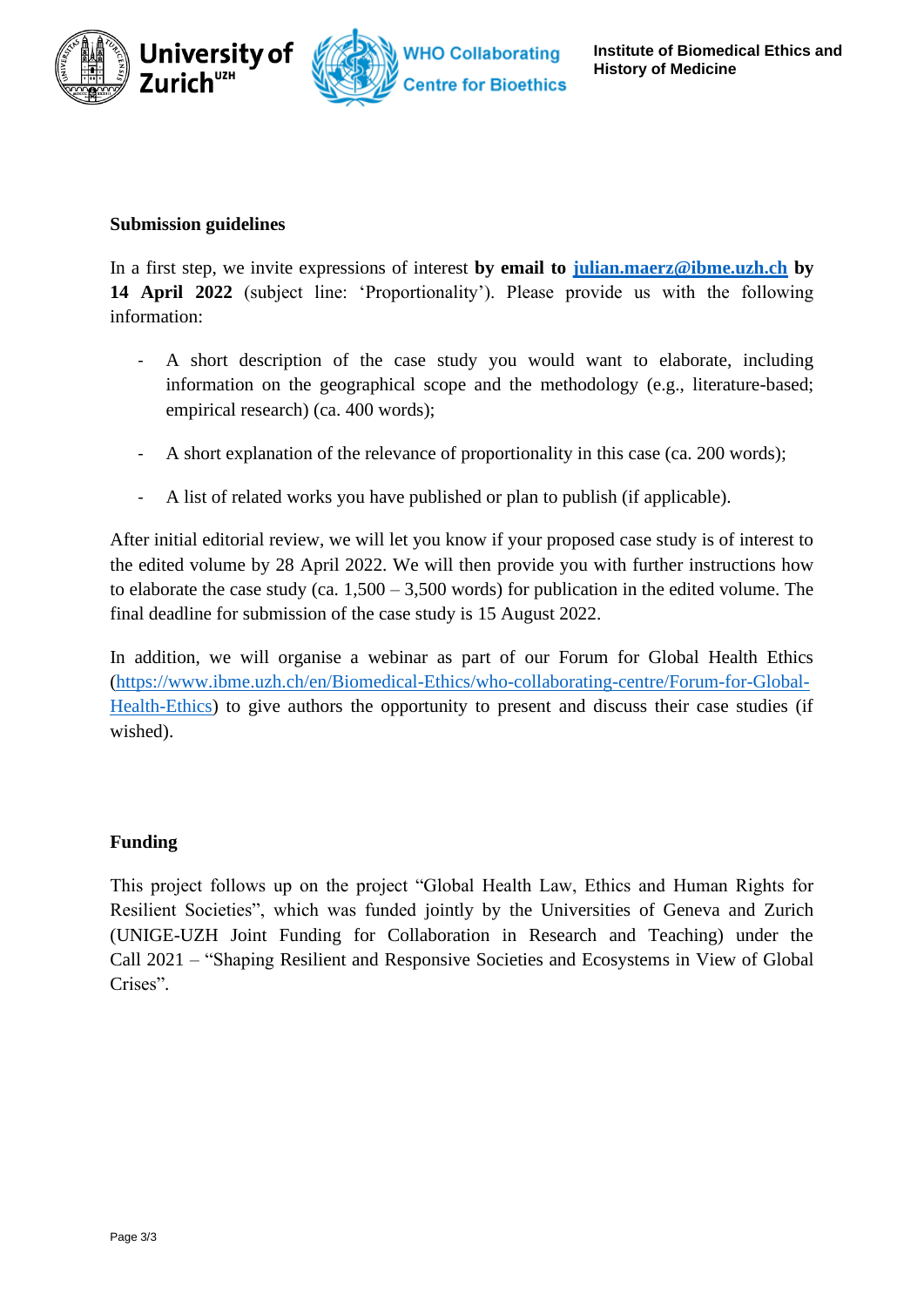## Submission guidelines

In a first step, we invite expressions of interest **by email to [julian.maerz@ibme.uzh.ch](mailto:julian.maerz@ibme.uzh.ch) by 14 April 2022** (subject line: 'Proportionality'). Please provide us with the following information:

- A short description of the case study you would want to elaborate, including information on the geographical scope and the methodology (e.g., literature-based; empirical research) (ca. 400 words);
- A short explanation of the relevance of proportionality in this case (ca. 200 words);
- A list of related works you have published or plan to publish (if applicable).

After initial editorial review, we will let you know if your proposed case study is of interest to the edited volume by 28 April 2022. We will then provide you with further instructions how to elaborate the case study (ca. 1,500 – 3,500 words) for publication in the edited volume. The final deadline for submission of the case study is 15 August 2022.

In addition, we will organise a webinar as part of our Forum for Global Health Ethics (https://www.ibme.uzh.ch/en/Biomedical-Ethics/who-collaborating-centre/Forum-for-Global-Health-Ethics) to give authors the opportunity to present and discuss their case studies (if wished).

## Funding

This project follows up on the project "Global Health Law, Ethics and Human Rights for Resilient Societies", which was funded jointly by the Universities of Geneva and Zurich (UNIGE-UZH Joint Funding for Collaboration in Research and Teaching) under the Call 2021 – "Shaping Resilient and Responsive Societies and Ecosystems in View of Global Crises".